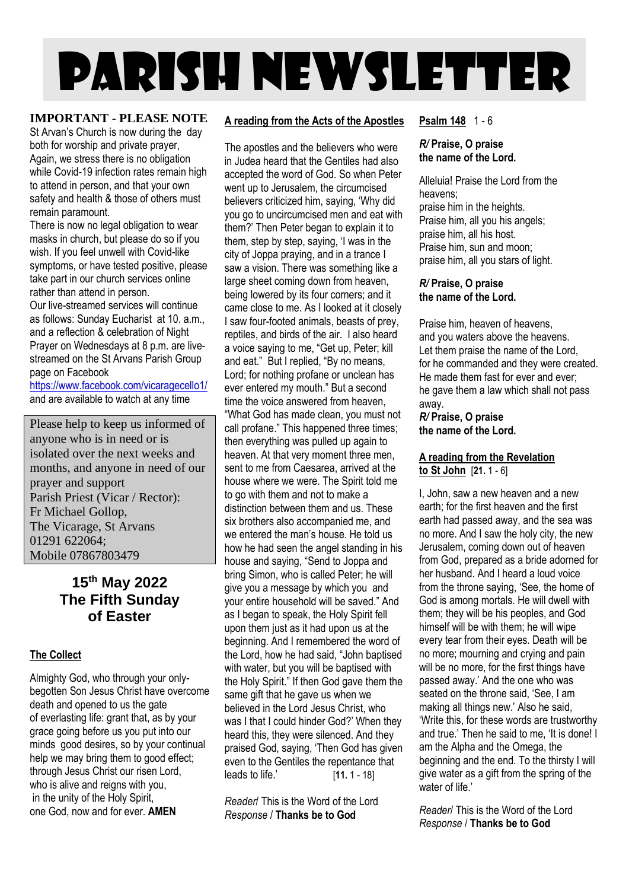# Parish Newsletter

**IMPORTANT - PLEASE NOTE**

St Arvan's Church is now during the day both for worship and private prayer, Again, we stress there is no obligation while Covid-19 infection rates remain high to attend in person, and that your own safety and health & those of others must remain paramount.

There is now no legal obligation to wear masks in church, but please do so if you wish. If you feel unwell with Covid-like symptoms, or have tested positive, please take part in our church services online rather than attend in person.

Our live-streamed services will continue as follows: Sunday Eucharist at 10. a.m., and a reflection & celebration of Night Prayer on Wednesdays at 8 p.m. are live-streamed on the St Arvans Parish Group page on Facebook
https://www.facebook.com/vicaragecello1/
and are available to watch at any time

Please help to keep us informed of anyone who is in need or is isolated over the next weeks and months, and anyone in need of our prayer and support
Parish Priest (Vicar / Rector):
Fr Michael Gollop,
The Vicarage, St Arvans
01291 622064;
Mobile 07867803479

## 15th May 2022 The Fifth Sunday of Easter

**The Collect**

Almighty God, who through your only-begotten Son Jesus Christ have overcome death and opened to us the gate of everlasting life: grant that, as by your grace going before us you put into our minds good desires, so by your continual help we may bring them to good effect; through Jesus Christ our risen Lord, who is alive and reigns with you, in the unity of the Holy Spirit, one God, now and for ever. **AMEN**

**A reading from the Acts of the Apostles**

The apostles and the believers who were in Judea heard that the Gentiles had also accepted the word of God. So when Peter went up to Jerusalem, the circumcised believers criticized him, saying, 'Why did you go to uncircumcised men and eat with them?' Then Peter began to explain it to them, step by step, saying, 'I was in the city of Joppa praying, and in a trance I saw a vision. There was something like a large sheet coming down from heaven, being lowered by its four corners; and it came close to me. As I looked at it closely I saw four-footed animals, beasts of prey, reptiles, and birds of the air. I also heard a voice saying to me, "Get up, Peter; kill and eat." But I replied, "By no means, Lord; for nothing profane or unclean has ever entered my mouth." But a second time the voice answered from heaven, "What God has made clean, you must not call profane." This happened three times; then everything was pulled up again to heaven. At that very moment three men, sent to me from Caesarea, arrived at the house where we were. The Spirit told me to go with them and not to make a distinction between them and us. These six brothers also accompanied me, and we entered the man's house. He told us how he had seen the angel standing in his house and saying, "Send to Joppa and bring Simon, who is called Peter; he will give you a message by which you and your entire household will be saved." And as I began to speak, the Holy Spirit fell upon them just as it had upon us at the beginning. And I remembered the word of the Lord, how he had said, "John baptised with water, but you will be baptised with the Holy Spirit." If then God gave them the same gift that he gave us when we believed in the Lord Jesus Christ, who was I that I could hinder God?' When they heard this, they were silenced. And they praised God, saying, 'Then God has given even to the Gentiles the repentance that leads to life.' [**11.** 1 - 18]

*Reader*/ This is the Word of the Lord
*Response* / **Thanks be to God**

**Psalm 148** 1 - 6

***R/* Praise, O praise the name of the Lord.**

Alleluia! Praise the Lord from the heavens;
praise him in the heights.
Praise him, all you his angels;
praise him, all his host.
Praise him, sun and moon;
praise him, all you stars of light.

***R/* Praise, O praise the name of the Lord.**

Praise him, heaven of heavens,
and you waters above the heavens.
Let them praise the name of the Lord,
for he commanded and they were created.
He made them fast for ever and ever;
he gave them a law which shall not pass away.

***R/* Praise, O praise the name of the Lord.**

**A reading from the Revelation to St John** [**21.** 1 - 6]

I, John, saw a new heaven and a new earth; for the first heaven and the first earth had passed away, and the sea was no more. And I saw the holy city, the new Jerusalem, coming down out of heaven from God, prepared as a bride adorned for her husband. And I heard a loud voice from the throne saying, 'See, the home of God is among mortals. He will dwell with them; they will be his peoples, and God himself will be with them; he will wipe every tear from their eyes. Death will be no more; mourning and crying and pain will be no more, for the first things have passed away.' And the one who was seated on the throne said, 'See, I am making all things new.' Also he said, 'Write this, for these words are trustworthy and true.' Then he said to me, 'It is done! I am the Alpha and the Omega, the beginning and the end. To the thirsty I will give water as a gift from the spring of the water of life.'

*Reader*/ This is the Word of the Lord
*Response* / **Thanks be to God**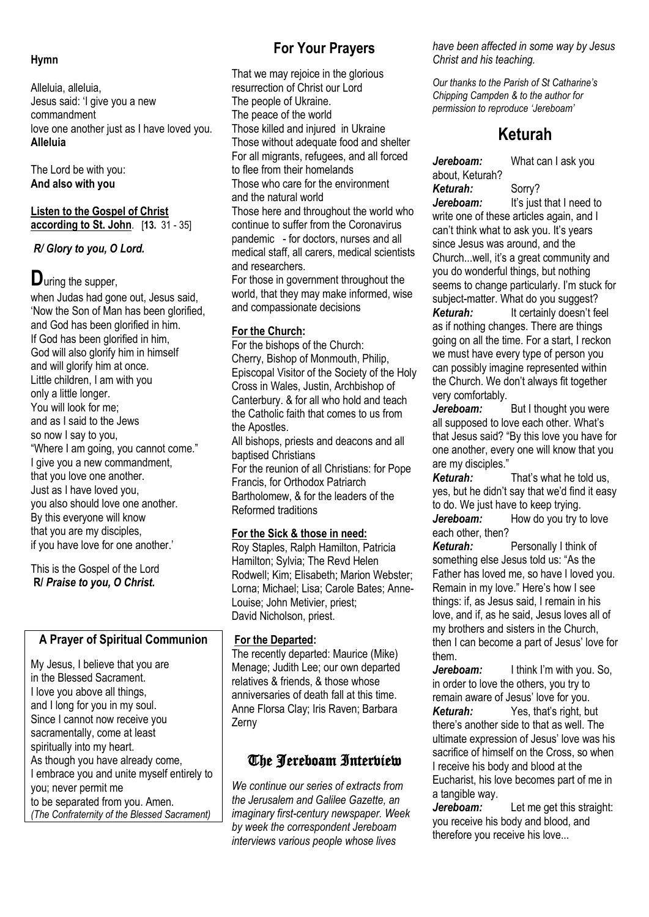**Hymn**

Alleluia, alleluia,
Jesus said: 'I give you a new commandment
love one another just as I have loved you.
**Alleluia**

The Lord be with you:
**And also with you**

**Listen to the Gospel of Christ according to St. John**. [**13.** 31 - 35]

***R/ Glory to you, O Lord.***

**D**uring the supper,
when Judas had gone out, Jesus said,
'Now the Son of Man has been glorified,
and God has been glorified in him.
If God has been glorified in him,
God will also glorify him in himself
and will glorify him at once.
Little children, I am with you
only a little longer.
You will look for me;
and as I said to the Jews
so now I say to you,
"Where I am going, you cannot come."
I give you a new commandment,
that you love one another.
Just as I have loved you,
you also should love one another.
By this everyone will know
that you are my disciples,
if you have love for one another.'

This is the Gospel of the Lord
**R/ *Praise to you, O Christ.***

### A Prayer of Spiritual Communion

My Jesus, I believe that you are
in the Blessed Sacrament.
I love you above all things,
and I long for you in my soul.
Since I cannot now receive you
sacramentally, come at least
spiritually into my heart.
As though you have already come,
I embrace you and unite myself entirely to you; never permit me
to be separated from you. Amen.
*(The Confraternity of the Blessed Sacrament)*

## For Your Prayers

That we may rejoice in the glorious resurrection of Christ our Lord
The people of Ukraine.
The peace of the world
Those killed and injured in Ukraine
Those without adequate food and shelter
For all migrants, refugees, and all forced to flee from their homelands
Those who care for the environment and the natural world
Those here and throughout the world who continue to suffer from the Coronavirus pandemic - for doctors, nurses and all medical staff, all carers, medical scientists and researchers.
For those in government throughout the world, that they may make informed, wise and compassionate decisions

**For the Church:**

For the bishops of the Church:
Cherry, Bishop of Monmouth, Philip, Episcopal Visitor of the Society of the Holy Cross in Wales, Justin, Archbishop of Canterbury. & for all who hold and teach the Catholic faith that comes to us from the Apostles.
All bishops, priests and deacons and all baptised Christians
For the reunion of all Christians: for Pope Francis, for Orthodox Patriarch Bartholomew, & for the leaders of the Reformed traditions

**For the Sick & those in need:**

Roy Staples, Ralph Hamilton, Patricia Hamilton; Sylvia; The Revd Helen Rodwell; Kim; Elisabeth; Marion Webster; Lorna; Michael; Lisa; Carole Bates; Anne-Louise; John Metivier, priest; David Nicholson, priest.

**For the Departed:**

The recently departed: Maurice (Mike) Menage; Judith Lee; our own departed relatives & friends, & those whose anniversaries of death fall at this time.
Anne Florsa Clay; Iris Raven; Barbara Zerny

## The Jereboam Interview

*We continue our series of extracts from the Jerusalem and Galilee Gazette, an imaginary first-century newspaper. Week by week the correspondent Jereboam interviews various people whose lives have been affected in some way by Jesus Christ and his teaching.*

*Our thanks to the Parish of St Catharine's Chipping Campden & to the author for permission to reproduce 'Jereboam'*

## Keturah

***Jereboam:*** What can I ask you about, Keturah?

***Keturah:*** Sorry?

***Jereboam:*** It's just that I need to write one of these articles again, and I can't think what to ask you. It's years since Jesus was around, and the Church...well, it's a great community and you do wonderful things, but nothing seems to change particularly. I'm stuck for subject-matter. What do you suggest?

***Keturah:*** It certainly doesn't feel as if nothing changes. There are things going on all the time. For a start, I reckon we must have every type of person you can possibly imagine represented within the Church. We don't always fit together very comfortably.

***Jereboam:*** But I thought you were all supposed to love each other. What's that Jesus said? "By this love you have for one another, every one will know that you are my disciples."

***Keturah:*** That's what he told us, yes, but he didn't say that we'd find it easy to do. We just have to keep trying.

***Jereboam:*** How do you try to love each other, then?

***Keturah:*** Personally I think of something else Jesus told us: "As the Father has loved me, so have I loved you. Remain in my love." Here's how I see things: if, as Jesus said, I remain in his love, and if, as he said, Jesus loves all of my brothers and sisters in the Church, then I can become a part of Jesus' love for them.

***Jereboam:*** I think I'm with you. So, in order to love the others, you try to remain aware of Jesus' love for you.

***Keturah:*** Yes, that's right, but there's another side to that as well. The ultimate expression of Jesus' love was his sacrifice of himself on the Cross, so when I receive his body and blood at the Eucharist, his love becomes part of me in a tangible way.

***Jereboam:*** Let me get this straight: you receive his body and blood, and therefore you receive his love...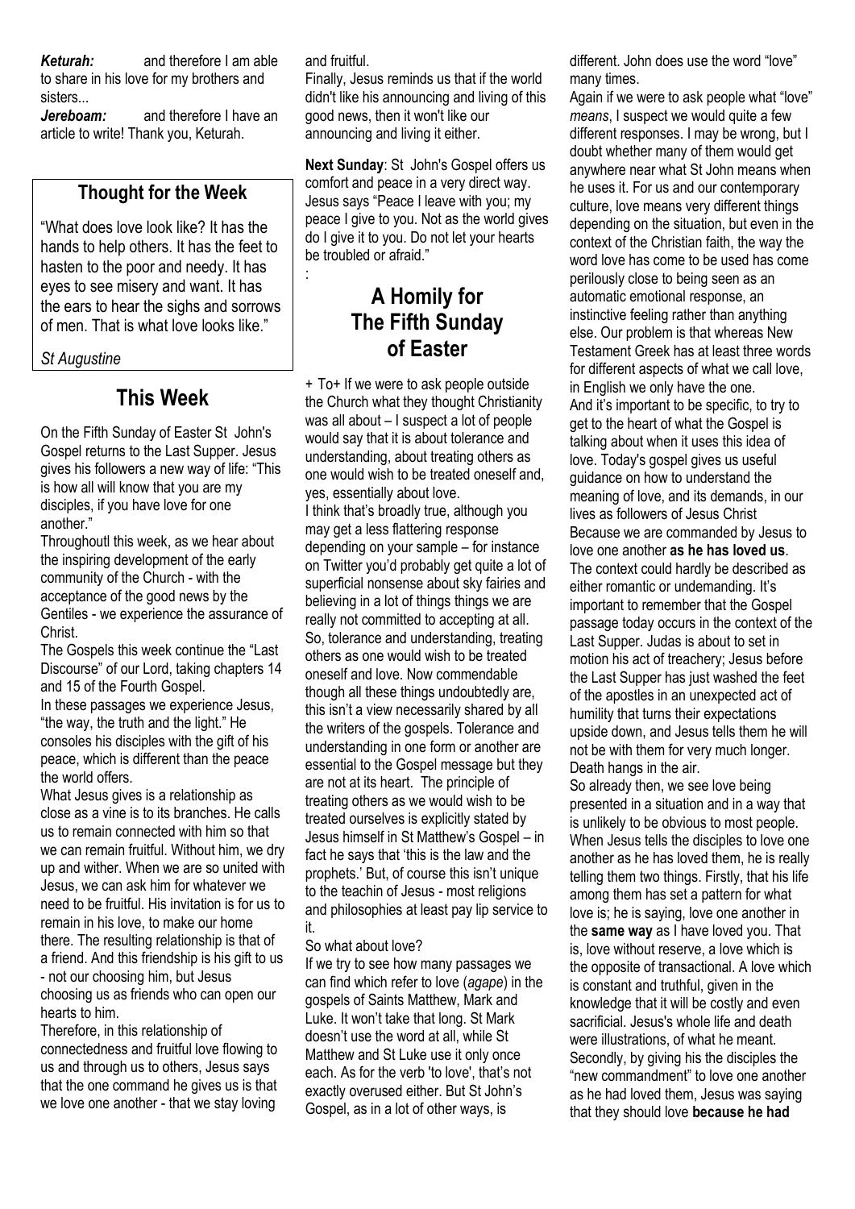***Keturah:*** and therefore I am able to share in his love for my brothers and sisters...

***Jereboam:*** and therefore I have an article to write! Thank you, Keturah.

## Thought for the Week

"What does love look like? It has the hands to help others. It has the feet to hasten to the poor and needy. It has eyes to see misery and want. It has the ears to hear the sighs and sorrows of men. That is what love looks like."

*St Augustine*

## This Week

On the Fifth Sunday of Easter St John's Gospel returns to the Last Supper. Jesus gives his followers a new way of life: "This is how all will know that you are my disciples, if you have love for one another."

Throughoutl this week, as we hear about the inspiring development of the early community of the Church - with the acceptance of the good news by the Gentiles - we experience the assurance of Christ.

The Gospels this week continue the "Last Discourse" of our Lord, taking chapters 14 and 15 of the Fourth Gospel.

In these passages we experience Jesus, "the way, the truth and the light." He consoles his disciples with the gift of his peace, which is different than the peace the world offers.

What Jesus gives is a relationship as close as a vine is to its branches. He calls us to remain connected with him so that we can remain fruitful. Without him, we dry up and wither. When we are so united with Jesus, we can ask him for whatever we need to be fruitful. His invitation is for us to remain in his love, to make our home there. The resulting relationship is that of a friend. And this friendship is his gift to us - not our choosing him, but Jesus choosing us as friends who can open our hearts to him.

Therefore, in this relationship of connectedness and fruitful love flowing to us and through us to others, Jesus says that the one command he gives us is that we love one another - that we stay loving and fruitful.

Finally, Jesus reminds us that if the world didn't like his announcing and living of this good news, then it won't like our announcing and living it either.

**Next Sunday**: St John's Gospel offers us comfort and peace in a very direct way. Jesus says "Peace I leave with you; my peace I give to you. Not as the world gives do I give it to you. Do not let your hearts be troubled or afraid."

:

## A Homily for The Fifth Sunday of Easter

+ To+ If we were to ask people outside the Church what they thought Christianity was all about – I suspect a lot of people would say that it is about tolerance and understanding, about treating others as one would wish to be treated oneself and, yes, essentially about love.

I think that's broadly true, although you may get a less flattering response depending on your sample – for instance on Twitter you'd probably get quite a lot of superficial nonsense about sky fairies and believing in a lot of things things we are really not committed to accepting at all.

So, tolerance and understanding, treating others as one would wish to be treated oneself and love. Now commendable though all these things undoubtedly are, this isn't a view necessarily shared by all the writers of the gospels. Tolerance and understanding in one form or another are essential to the Gospel message but they are not at its heart. The principle of treating others as we would wish to be treated ourselves is explicitly stated by Jesus himself in St Matthew's Gospel – in fact he says that 'this is the law and the prophets.' But, of course this isn't unique to the teachin of Jesus - most religions and philosophies at least pay lip service to it.

So what about love?

If we try to see how many passages we can find which refer to love (*agape*) in the gospels of Saints Matthew, Mark and Luke. It won't take that long. St Mark doesn't use the word at all, while St Matthew and St Luke use it only once each. As for the verb 'to love', that's not exactly overused either. But St John's Gospel, as in a lot of other ways, is different. John does use the word "love" many times.

Again if we were to ask people what "love" *means*, I suspect we would quite a few different responses. I may be wrong, but I doubt whether many of them would get anywhere near what St John means when he uses it. For us and our contemporary culture, love means very different things depending on the situation, but even in the context of the Christian faith, the way the word love has come to be used has come perilously close to being seen as an automatic emotional response, an instinctive feeling rather than anything else. Our problem is that whereas New Testament Greek has at least three words for different aspects of what we call love, in English we only have the one.

And it's important to be specific, to try to get to the heart of what the Gospel is talking about when it uses this idea of love. Today's gospel gives us useful guidance on how to understand the meaning of love, and its demands, in our lives as followers of Jesus Christ

Because we are commanded by Jesus to love one another **as he has loved us**. The context could hardly be described as either romantic or undemanding. It's important to remember that the Gospel passage today occurs in the context of the Last Supper. Judas is about to set in motion his act of treachery; Jesus before the Last Supper has just washed the feet of the apostles in an unexpected act of humility that turns their expectations upside down, and Jesus tells them he will not be with them for very much longer. Death hangs in the air.

So already then, we see love being presented in a situation and in a way that is unlikely to be obvious to most people. When Jesus tells the disciples to love one another as he has loved them, he is really telling them two things. Firstly, that his life among them has set a pattern for what love is; he is saying, love one another in the **same way** as I have loved you. That is, love without reserve, a love which is the opposite of transactional. A love which is constant and truthful, given in the knowledge that it will be costly and even sacrificial. Jesus's whole life and death were illustrations, of what he meant.

Secondly, by giving his the disciples the "new commandment" to love one another as he had loved them, Jesus was saying that they should love **because he had**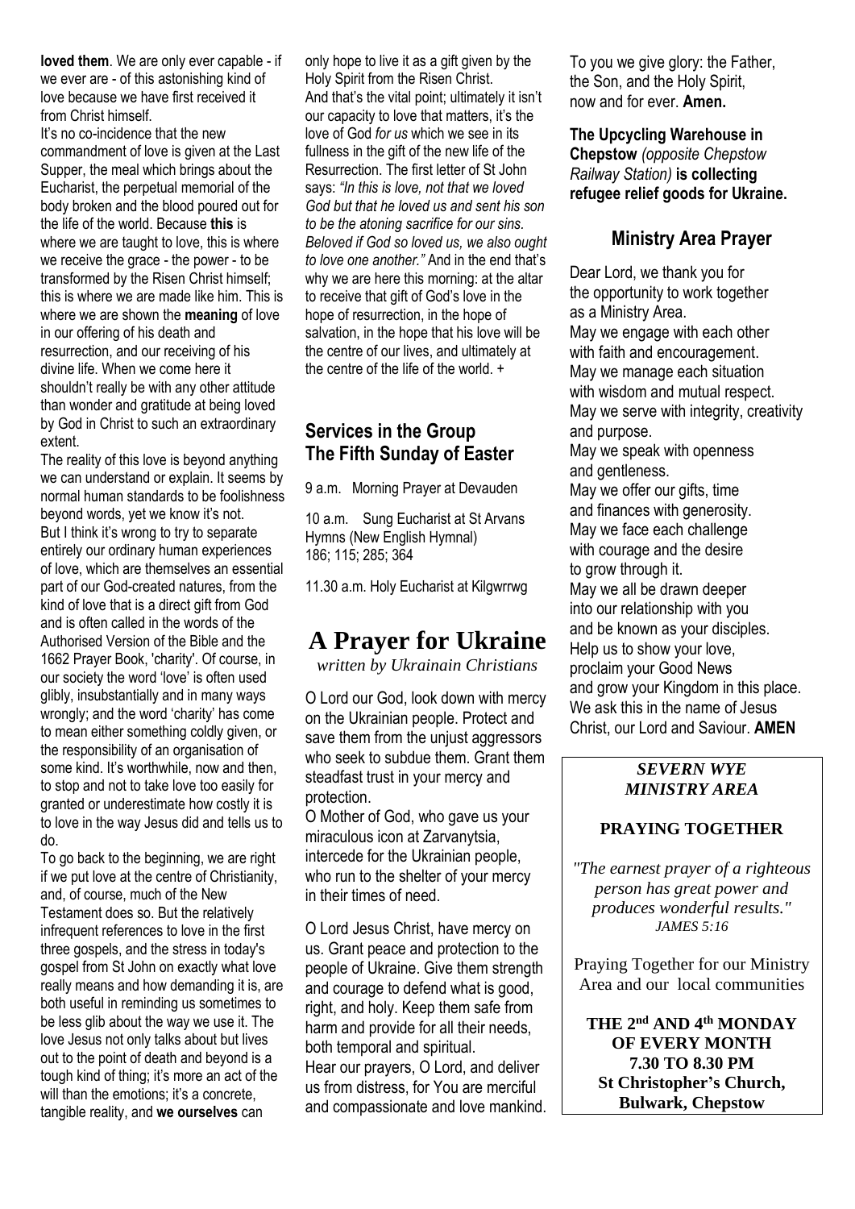**loved them**. We are only ever capable - if we ever are - of this astonishing kind of love because we have first received it from Christ himself.

It's no co-incidence that the new commandment of love is given at the Last Supper, the meal which brings about the Eucharist, the perpetual memorial of the body broken and the blood poured out for the life of the world. Because **this** is where we are taught to love, this is where we receive the grace - the power - to be transformed by the Risen Christ himself; this is where we are made like him. This is where we are shown the **meaning** of love in our offering of his death and resurrection, and our receiving of his divine life. When we come here it shouldn't really be with any other attitude than wonder and gratitude at being loved by God in Christ to such an extraordinary extent.

The reality of this love is beyond anything we can understand or explain. It seems by normal human standards to be foolishness beyond words, yet we know it's not. But I think it's wrong to try to separate entirely our ordinary human experiences of love, which are themselves an essential part of our God-created natures, from the kind of love that is a direct gift from God and is often called in the words of the Authorised Version of the Bible and the 1662 Prayer Book, 'charity'. Of course, in our society the word 'love' is often used glibly, insubstantially and in many ways wrongly; and the word 'charity' has come to mean either something coldly given, or the responsibility of an organisation of some kind. It's worthwhile, now and then, to stop and not to take love too easily for granted or underestimate how costly it is to love in the way Jesus did and tells us to do.

To go back to the beginning, we are right if we put love at the centre of Christianity, and, of course, much of the New Testament does so. But the relatively infrequent references to love in the first three gospels, and the stress in today's gospel from St John on exactly what love really means and how demanding it is, are both useful in reminding us sometimes to be less glib about the way we use it. The love Jesus not only talks about but lives out to the point of death and beyond is a tough kind of thing; it's more an act of the will than the emotions; it's a concrete, tangible reality, and **we ourselves** can only hope to live it as a gift given by the Holy Spirit from the Risen Christ.

And that's the vital point; ultimately it isn't our capacity to love that matters, it's the love of God *for us* which we see in its fullness in the gift of the new life of the Resurrection. The first letter of St John says: *"In this is love, not that we loved God but that he loved us and sent his son to be the atoning sacrifice for our sins. Beloved if God so loved us, we also ought to love one another."* And in the end that's why we are here this morning: at the altar to receive that gift of God's love in the hope of resurrection, in the hope of salvation, in the hope that his love will be the centre of our lives, and ultimately at the centre of the life of the world. +

## Services in the Group The Fifth Sunday of Easter

9 a.m. Morning Prayer at Devauden

10 a.m. Sung Eucharist at St Arvans
Hymns (New English Hymnal)
186; 115; 285; 364

11.30 a.m. Holy Eucharist at Kilgwrrwg

# A Prayer for Ukraine

*written by Ukrainain Christians*

O Lord our God, look down with mercy on the Ukrainian people. Protect and save them from the unjust aggressors who seek to subdue them. Grant them steadfast trust in your mercy and protection.

O Mother of God, who gave us your miraculous icon at Zarvanytsia, intercede for the Ukrainian people, who run to the shelter of your mercy in their times of need.

O Lord Jesus Christ, have mercy on us. Grant peace and protection to the people of Ukraine. Give them strength and courage to defend what is good, right, and holy. Keep them safe from harm and provide for all their needs, both temporal and spiritual.

Hear our prayers, O Lord, and deliver us from distress, for You are merciful and compassionate and love mankind. To you we give glory: the Father, the Son, and the Holy Spirit, now and for ever. **Amen.**

**The Upcycling Warehouse in Chepstow** *(opposite Chepstow Railway Station)* **is collecting refugee relief goods for Ukraine.**

## Ministry Area Prayer

Dear Lord, we thank you for
the opportunity to work together
as a Ministry Area.
May we engage with each other
with faith and encouragement.
May we manage each situation
with wisdom and mutual respect.
May we serve with integrity, creativity and purpose.
May we speak with openness
and gentleness.
May we offer our gifts, time
and finances with generosity.
May we face each challenge
with courage and the desire
to grow through it.
May we all be drawn deeper
into our relationship with you
and be known as your disciples.
Help us to show your love,
proclaim your Good News
and grow your Kingdom in this place.
We ask this in the name of Jesus
Christ, our Lord and Saviour. **AMEN**

***SEVERN WYE MINISTRY AREA***

**PRAYING TOGETHER**

*"The earnest prayer of a righteous person has great power and produces wonderful results."*
*JAMES 5:16*

Praying Together for our Ministry Area and our local communities

**THE 2nd AND 4th MONDAY OF EVERY MONTH**
**7.30 TO 8.30 PM**
**St Christopher's Church, Bulwark, Chepstow**